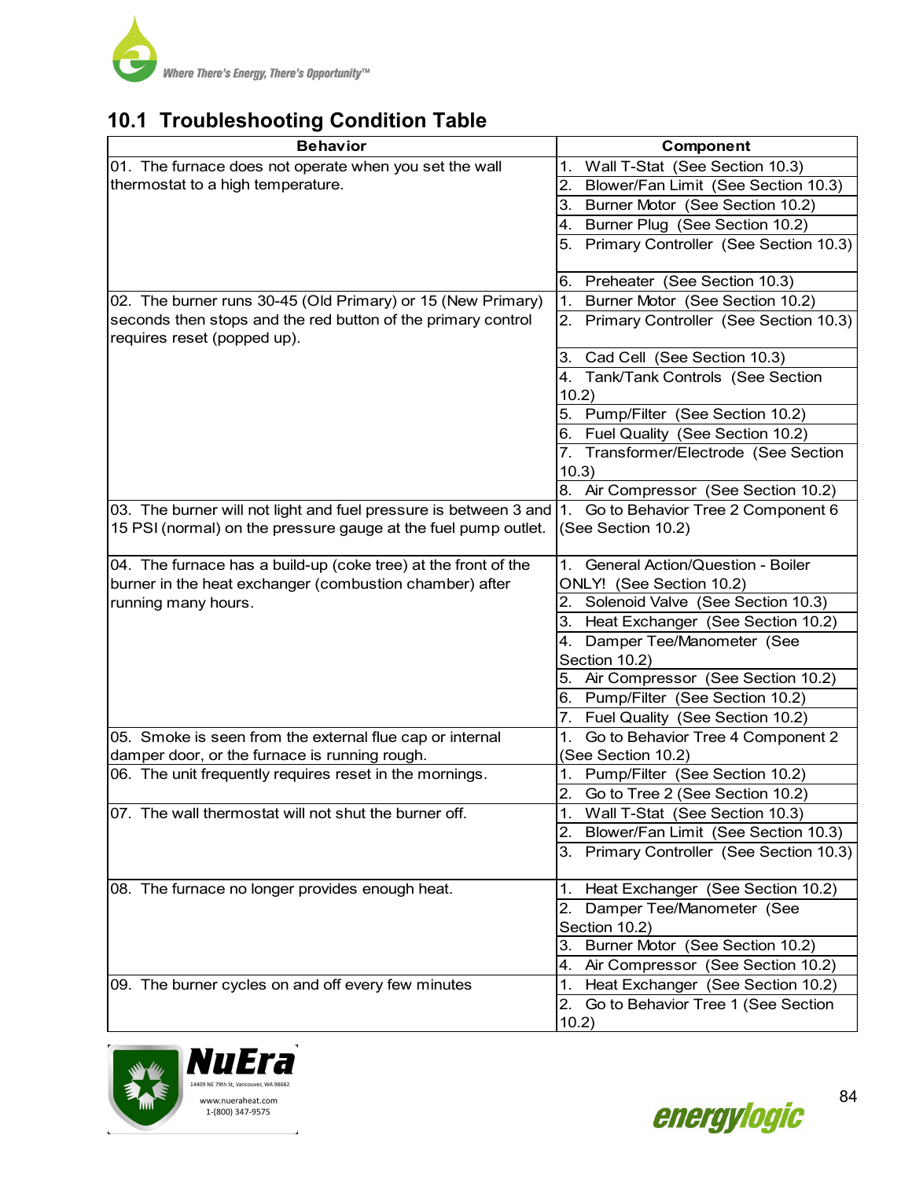## 10.1 Troubleshooting Condition Table

| Behavior | Component |
|---|---|
| 01. The furnace does not operate when you set the wall thermostat to a high temperature. | 1. Wall T-Stat (See Section 10.3) |
| | 2. Blower/Fan Limit (See Section 10.3) |
| | 3. Burner Motor (See Section 10.2) |
| | 4. Burner Plug (See Section 10.2) |
| | 5. Primary Controller (See Section 10.3) |
| | 6. Preheater (See Section 10.3) |
| 02. The burner runs 30-45 (Old Primary) or 15 (New Primary) seconds then stops and the red button of the primary control requires reset (popped up). | 1. Burner Motor (See Section 10.2) |
| | 2. Primary Controller (See Section 10.3) |
| | 3. Cad Cell (See Section 10.3) |
| | 4. Tank/Tank Controls (See Section 10.2) |
| | 5. Pump/Filter (See Section 10.2) |
| | 6. Fuel Quality (See Section 10.2) |
| | 7. Transformer/Electrode (See Section 10.3) |
| | 8. Air Compressor (See Section 10.2) |
| 03. The burner will not light and fuel pressure is between 3 and 15 PSI (normal) on the pressure gauge at the fuel pump outlet. | 1. Go to Behavior Tree 2 Component 6 (See Section 10.2) |
| 04. The furnace has a build-up (coke tree) at the front of the burner in the heat exchanger (combustion chamber) after running many hours. | 1. General Action/Question - Boiler ONLY! (See Section 10.2) |
| | 2. Solenoid Valve (See Section 10.3) |
| | 3. Heat Exchanger (See Section 10.2) |
| | 4. Damper Tee/Manometer (See Section 10.2) |
| | 5. Air Compressor (See Section 10.2) |
| | 6. Pump/Filter (See Section 10.2) |
| | 7. Fuel Quality (See Section 10.2) |
| 05. Smoke is seen from the external flue cap or internal damper door, or the furnace is running rough. | 1. Go to Behavior Tree 4 Component 2 (See Section 10.2) |
| 06. The unit frequently requires reset in the mornings. | 1. Pump/Filter (See Section 10.2) |
| | 2. Go to Tree 2 (See Section 10.2) |
| 07. The wall thermostat will not shut the burner off. | 1. Wall T-Stat (See Section 10.3) |
| | 2. Blower/Fan Limit (See Section 10.3) |
| | 3. Primary Controller (See Section 10.3) |
| 08. The furnace no longer provides enough heat. | 1. Heat Exchanger (See Section 10.2) |
| | 2. Damper Tee/Manometer (See Section 10.2) |
| | 3. Burner Motor (See Section 10.2) |
| | 4. Air Compressor (See Section 10.2) |
| 09. The burner cycles on and off every few minutes | 1. Heat Exchanger (See Section 10.2) |
| | 2. Go to Behavior Tree 1 (See Section 10.2) |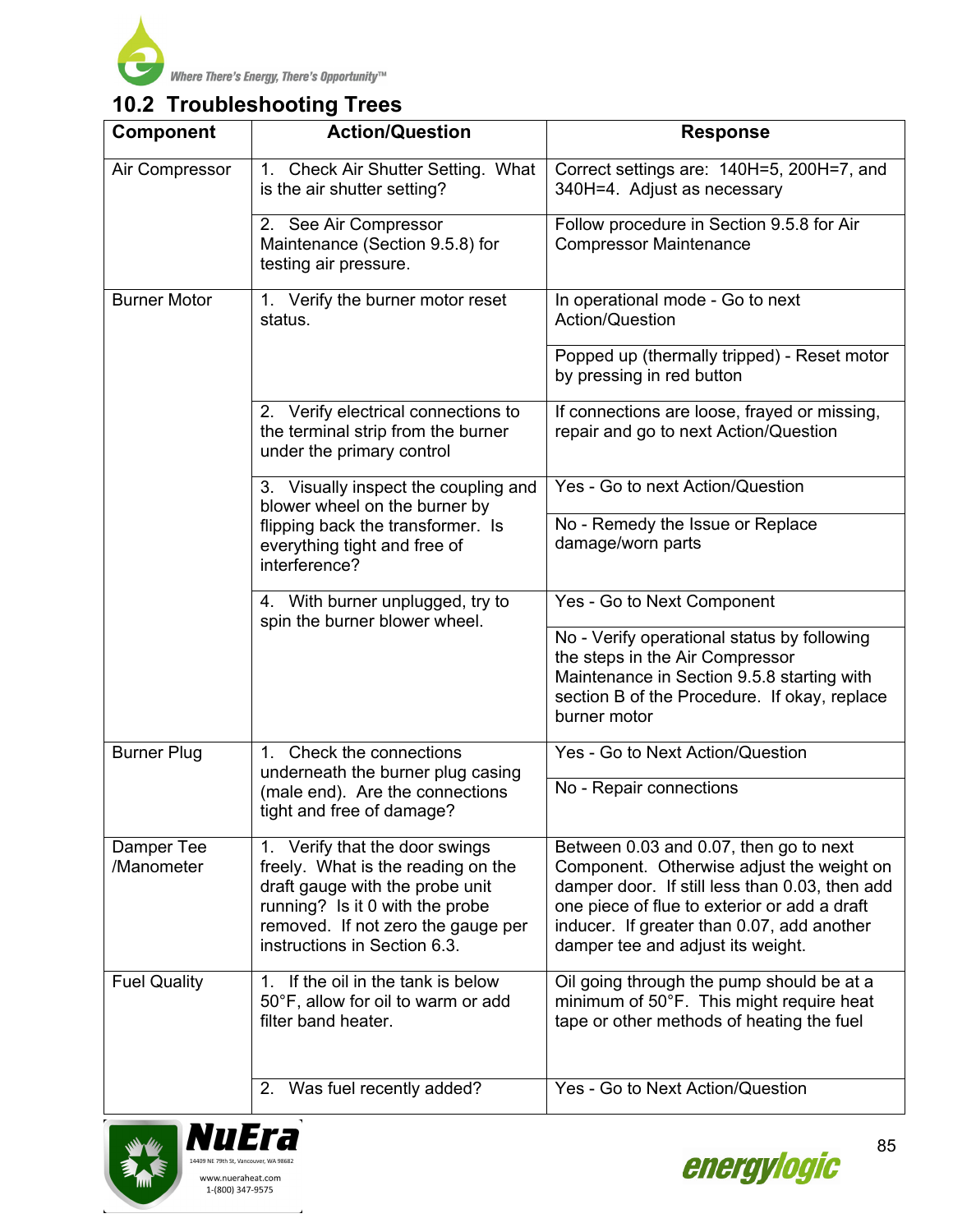## 10.2 Troubleshooting Trees

| Component | Action/Question | Response |
|---|---|---|
| Air Compressor | 1. Check Air Shutter Setting. What is the air shutter setting? | Correct settings are: 140H=5, 200H=7, and 340H=4. Adjust as necessary |
| | 2. See Air Compressor Maintenance (Section 9.5.8) for testing air pressure. | Follow procedure in Section 9.5.8 for Air Compressor Maintenance |
| Burner Motor | 1. Verify the burner motor reset status. | In operational mode - Go to next Action/Question |
| | | Popped up (thermally tripped) - Reset motor by pressing in red button |
| | 2. Verify electrical connections to the terminal strip from the burner under the primary control | If connections are loose, frayed or missing, repair and go to next Action/Question |
| | 3. Visually inspect the coupling and blower wheel on the burner by flipping back the transformer. Is everything tight and free of interference? | Yes - Go to next Action/Question |
| | | No - Remedy the Issue or Replace damage/worn parts |
| | 4. With burner unplugged, try to spin the burner blower wheel. | Yes - Go to Next Component |
| | | No - Verify operational status by following the steps in the Air Compressor Maintenance in Section 9.5.8 starting with section B of the Procedure. If okay, replace burner motor |
| Burner Plug | 1. Check the connections underneath the burner plug casing (male end). Are the connections tight and free of damage? | Yes - Go to Next Action/Question |
| | | No - Repair connections |
| Damper Tee /Manometer | 1. Verify that the door swings freely. What is the reading on the draft gauge with the probe unit running? Is it 0 with the probe removed. If not zero the gauge per instructions in Section 6.3. | Between 0.03 and 0.07, then go to next Component. Otherwise adjust the weight on damper door. If still less than 0.03, then add one piece of flue to exterior or add a draft inducer. If greater than 0.07, add another damper tee and adjust its weight. |
| Fuel Quality | 1. If the oil in the tank is below 50°F, allow for oil to warm or add filter band heater. | Oil going through the pump should be at a minimum of 50°F. This might require heat tape or other methods of heating the fuel |
| | 2. Was fuel recently added? | Yes - Go to Next Action/Question |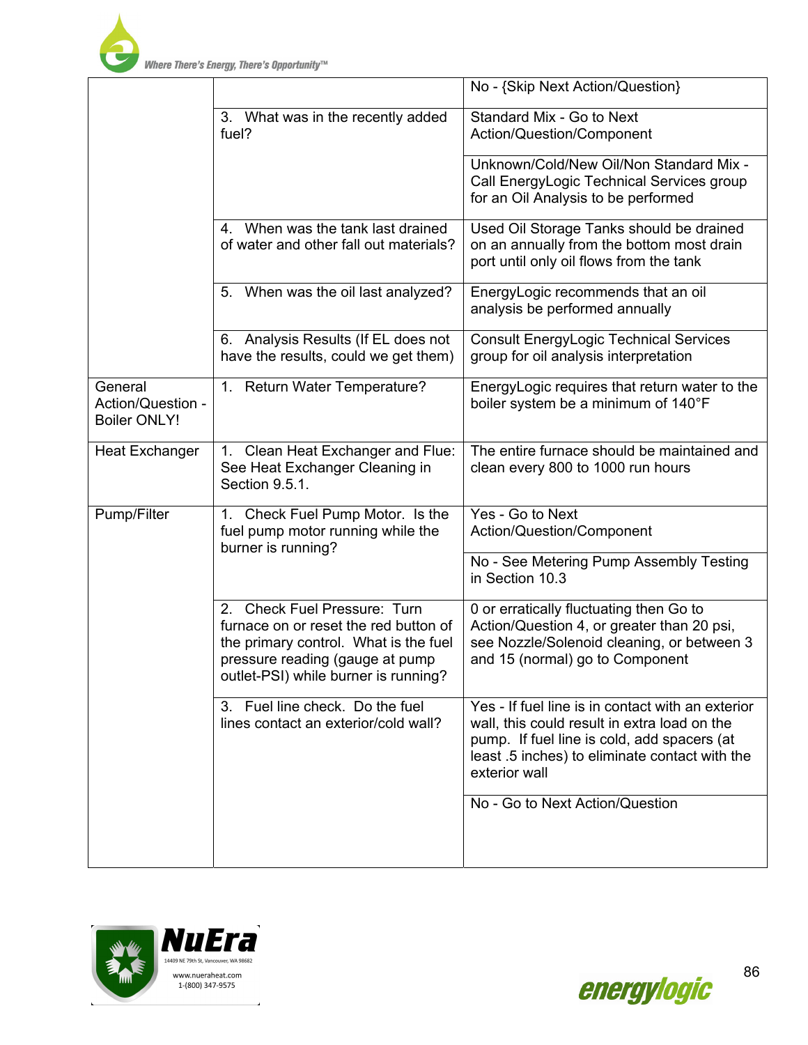| | | |
|---|---|---|
| | | No - {Skip Next Action/Question} |
| | 3. What was in the recently added fuel? | Standard Mix - Go to Next Action/Question/Component |
| | | Unknown/Cold/New Oil/Non Standard Mix - Call EnergyLogic Technical Services group for an Oil Analysis to be performed |
| | 4. When was the tank last drained of water and other fall out materials? | Used Oil Storage Tanks should be drained on an annually from the bottom most drain port until only oil flows from the tank |
| | 5. When was the oil last analyzed? | EnergyLogic recommends that an oil analysis be performed annually |
| | 6. Analysis Results (If EL does not have the results, could we get them) | Consult EnergyLogic Technical Services group for oil analysis interpretation |
| General Action/Question - Boiler ONLY! | 1. Return Water Temperature? | EnergyLogic requires that return water to the boiler system be a minimum of 140°F |
| Heat Exchanger | 1. Clean Heat Exchanger and Flue: See Heat Exchanger Cleaning in Section 9.5.1. | The entire furnace should be maintained and clean every 800 to 1000 run hours |
| Pump/Filter | 1. Check Fuel Pump Motor. Is the fuel pump motor running while the burner is running? | Yes - Go to Next Action/Question/Component |
| | | No - See Metering Pump Assembly Testing in Section 10.3 |
| | 2. Check Fuel Pressure: Turn furnace on or reset the red button of the primary control. What is the fuel pressure reading (gauge at pump outlet-PSI) while burner is running? | 0 or erratically fluctuating then Go to Action/Question 4, or greater than 20 psi, see Nozzle/Solenoid cleaning, or between 3 and 15 (normal) go to Component |
| | 3. Fuel line check. Do the fuel lines contact an exterior/cold wall? | Yes - If fuel line is in contact with an exterior wall, this could result in extra load on the pump. If fuel line is cold, add spacers (at least .5 inches) to eliminate contact with the exterior wall |
| | | No - Go to Next Action/Question |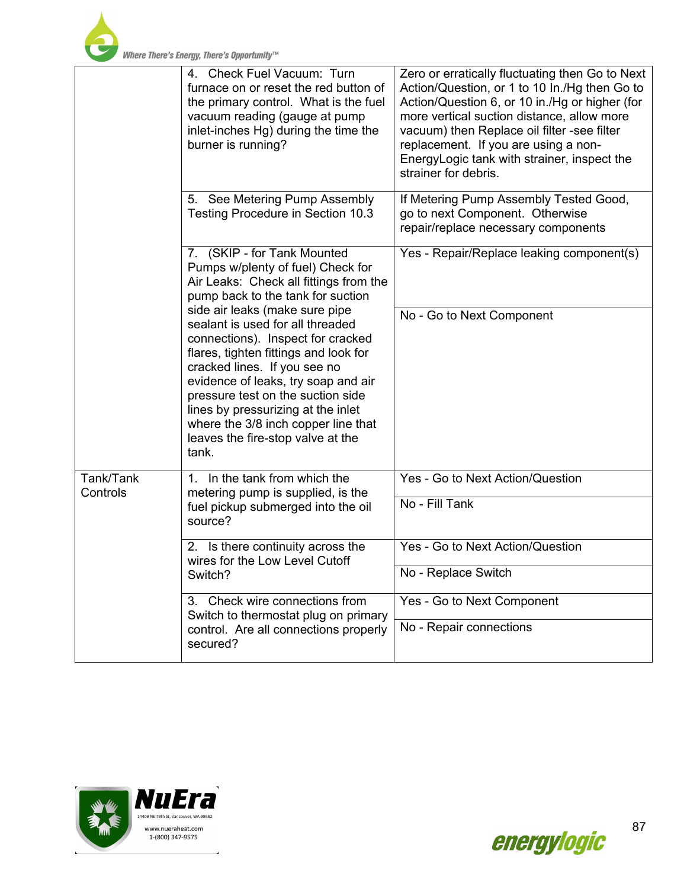| | | |
|---|---|---|
| | 4. Check Fuel Vacuum: Turn furnace on or reset the red button of the primary control. What is the fuel vacuum reading (gauge at pump inlet-inches Hg) during the time the burner is running? | Zero or erratically fluctuating then Go to Next Action/Question, or 1 to 10 In./Hg then Go to Action/Question 6, or 10 in./Hg or higher (for more vertical suction distance, allow more vacuum) then Replace oil filter -see filter replacement. If you are using a non-EnergyLogic tank with strainer, inspect the strainer for debris. |
| | 5. See Metering Pump Assembly Testing Procedure in Section 10.3 | If Metering Pump Assembly Tested Good, go to next Component. Otherwise repair/replace necessary components |
| | 7. (SKIP - for Tank Mounted Pumps w/plenty of fuel) Check for Air Leaks: Check all fittings from the pump back to the tank for suction side air leaks (make sure pipe sealant is used for all threaded connections). Inspect for cracked flares, tighten fittings and look for cracked lines. If you see no evidence of leaks, try soap and air pressure test on the suction side lines by pressurizing at the inlet where the 3/8 inch copper line that leaves the fire-stop valve at the tank. | Yes - Repair/Replace leaking component(s) |
| | | No - Go to Next Component |
| Tank/Tank Controls | 1. In the tank from which the metering pump is supplied, is the fuel pickup submerged into the oil source? | Yes - Go to Next Action/Question |
| | | No - Fill Tank |
| | 2. Is there continuity across the wires for the Low Level Cutoff Switch? | Yes - Go to Next Action/Question |
| | | No - Replace Switch |
| | 3. Check wire connections from Switch to thermostat plug on primary control. Are all connections properly secured? | Yes - Go to Next Component |
| | | No - Repair connections |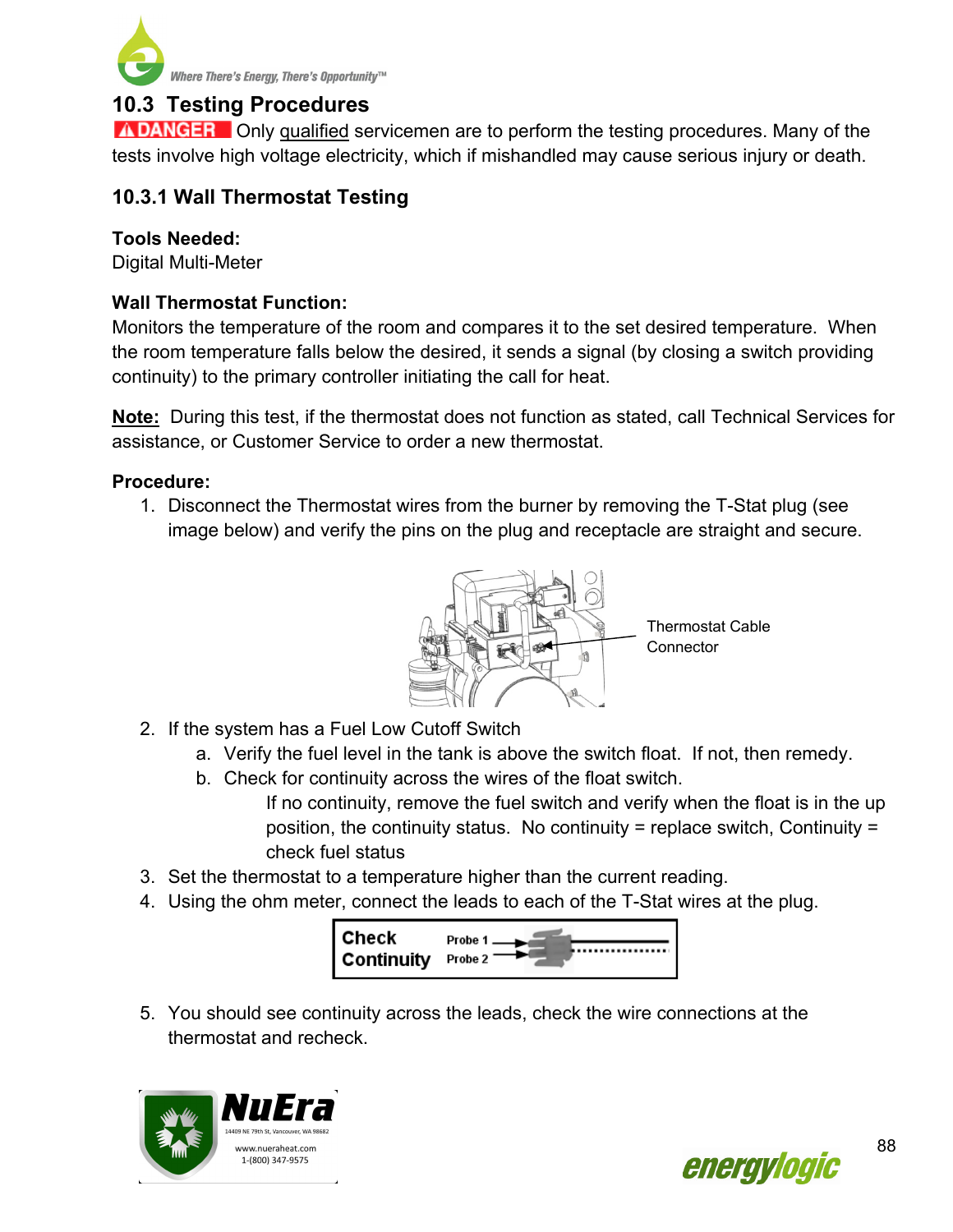## 10.3 Testing Procedures

**DANGER** Only qualified servicemen are to perform the testing procedures. Many of the tests involve high voltage electricity, which if mishandled may cause serious injury or death.

### 10.3.1 Wall Thermostat Testing

**Tools Needed:**
Digital Multi-Meter

**Wall Thermostat Function:**
Monitors the temperature of the room and compares it to the set desired temperature. When the room temperature falls below the desired, it sends a signal (by closing a switch providing continuity) to the primary controller initiating the call for heat.

**Note:** During this test, if the thermostat does not function as stated, call Technical Services for assistance, or Customer Service to order a new thermostat.

**Procedure:**

1. Disconnect the Thermostat wires from the burner by removing the T-Stat plug (see image below) and verify the pins on the plug and receptacle are straight and secure.

   Thermostat Cable Connector

2. If the system has a Fuel Low Cutoff Switch
   a. Verify the fuel level in the tank is above the switch float. If not, then remedy.
   b. Check for continuity across the wires of the float switch.
      If no continuity, remove the fuel switch and verify when the float is in the up position, the continuity status. No continuity = replace switch, Continuity = check fuel status
3. Set the thermostat to a temperature higher than the current reading.
4. Using the ohm meter, connect the leads to each of the T-Stat wires at the plug.

   Check Continuity — Probe 1, Probe 2

5. You should see continuity across the leads, check the wire connections at the thermostat and recheck.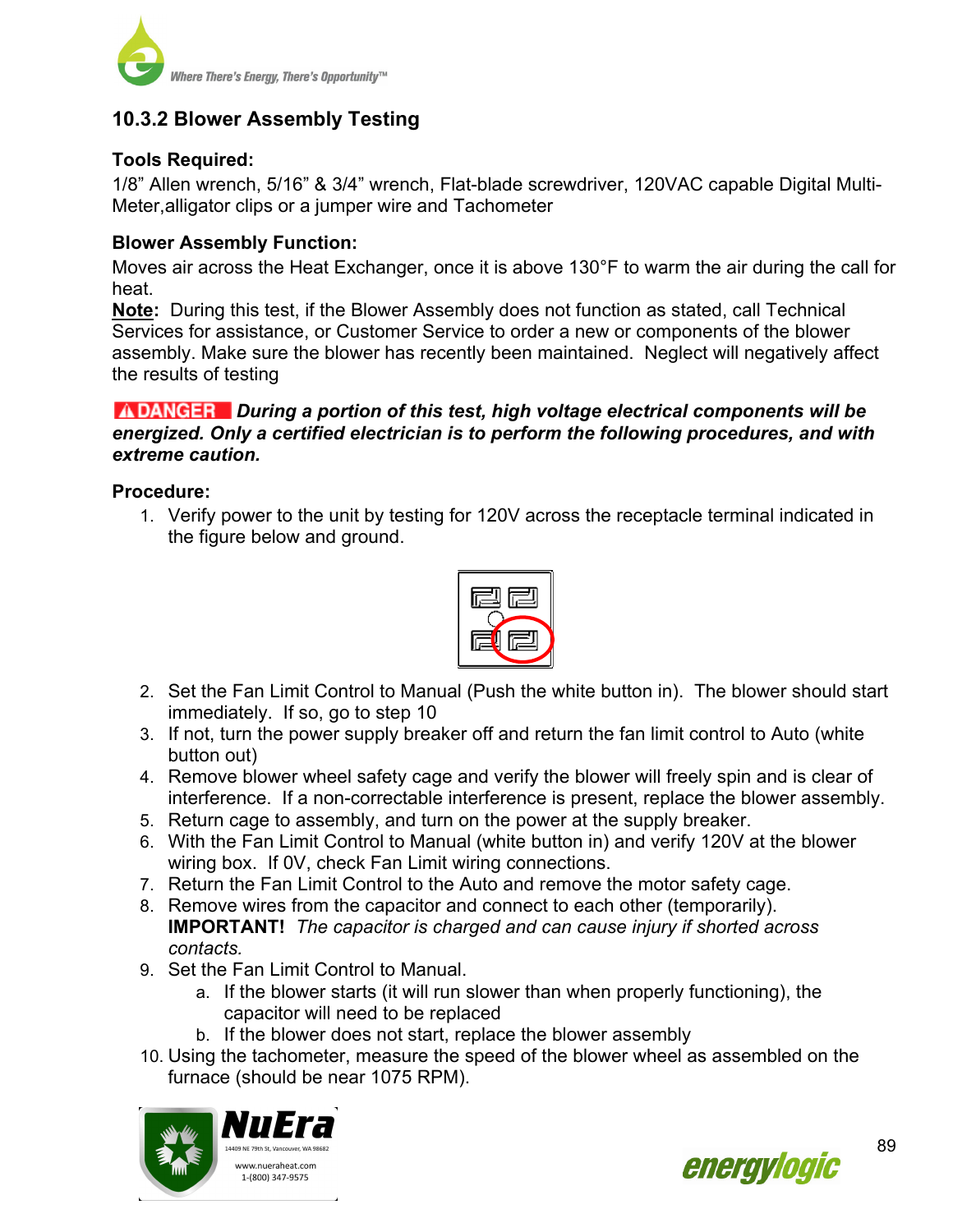## 10.3.2 Blower Assembly Testing

**Tools Required:**
1/8" Allen wrench, 5/16" & 3/4" wrench, Flat-blade screwdriver, 120VAC capable Digital Multi-Meter,alligator clips or a jumper wire and Tachometer

**Blower Assembly Function:**
Moves air across the Heat Exchanger, once it is above 130°F to warm the air during the call for heat.
**Note:** During this test, if the Blower Assembly does not function as stated, call Technical Services for assistance, or Customer Service to order a new or components of the blower assembly. Make sure the blower has recently been maintained. Neglect will negatively affect the results of testing

**⚠DANGER** ***During a portion of this test, high voltage electrical components will be energized. Only a certified electrician is to perform the following procedures, and with extreme caution.***

**Procedure:**

1. Verify power to the unit by testing for 120V across the receptacle terminal indicated in the figure below and ground.
2. Set the Fan Limit Control to Manual (Push the white button in). The blower should start immediately. If so, go to step 10
3. If not, turn the power supply breaker off and return the fan limit control to Auto (white button out)
4. Remove blower wheel safety cage and verify the blower will freely spin and is clear of interference. If a non-correctable interference is present, replace the blower assembly.
5. Return cage to assembly, and turn on the power at the supply breaker.
6. With the Fan Limit Control to Manual (white button in) and verify 120V at the blower wiring box. If 0V, check Fan Limit wiring connections.
7. Return the Fan Limit Control to the Auto and remove the motor safety cage.
8. Remove wires from the capacitor and connect to each other (temporarily).
   **IMPORTANT!** *The capacitor is charged and can cause injury if shorted across contacts.*
9. Set the Fan Limit Control to Manual.
   a. If the blower starts (it will run slower than when properly functioning), the capacitor will need to be replaced
   b. If the blower does not start, replace the blower assembly
10. Using the tachometer, measure the speed of the blower wheel as assembled on the furnace (should be near 1075 RPM).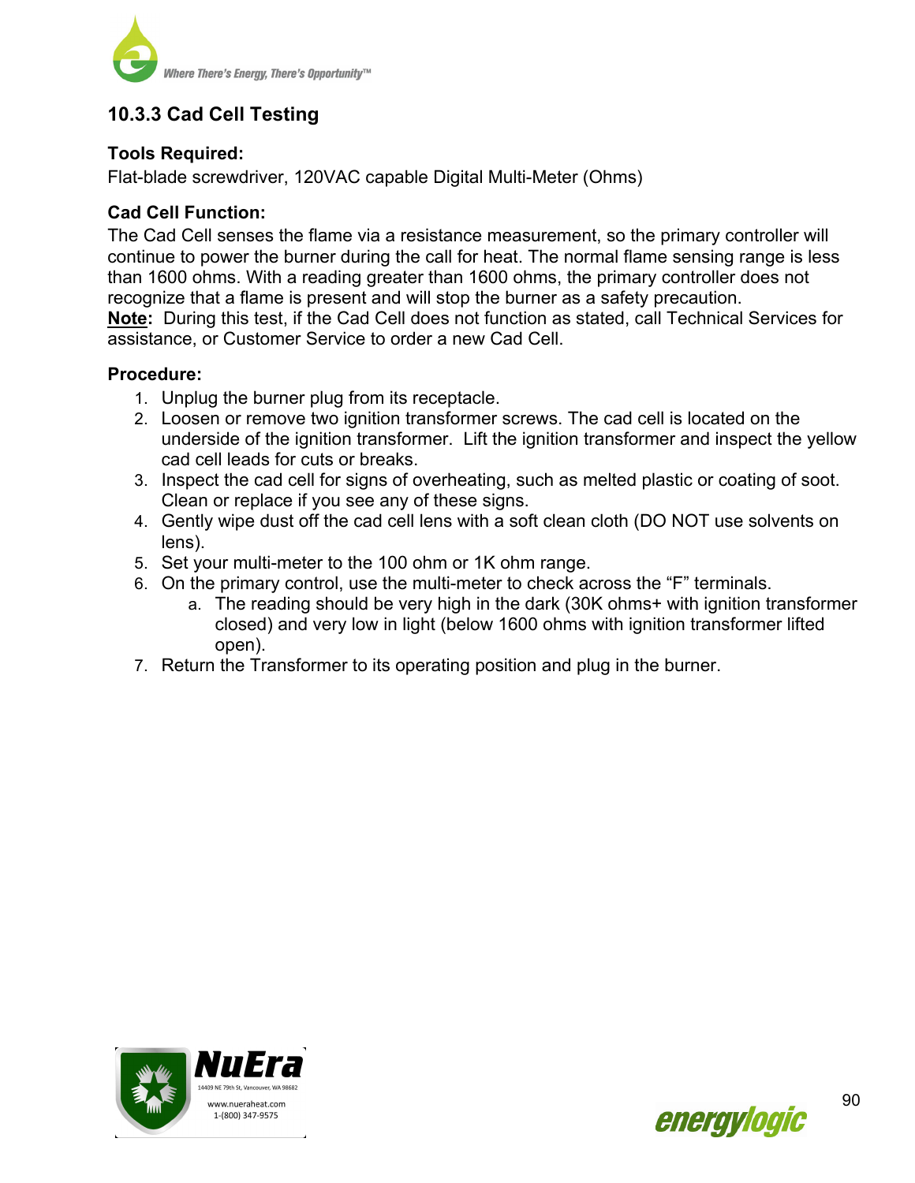### 10.3.3 Cad Cell Testing

**Tools Required:**
Flat-blade screwdriver, 120VAC capable Digital Multi-Meter (Ohms)

**Cad Cell Function:**
The Cad Cell senses the flame via a resistance measurement, so the primary controller will continue to power the burner during the call for heat. The normal flame sensing range is less than 1600 ohms. With a reading greater than 1600 ohms, the primary controller does not recognize that a flame is present and will stop the burner as a safety precaution.
**Note:** During this test, if the Cad Cell does not function as stated, call Technical Services for assistance, or Customer Service to order a new Cad Cell.

**Procedure:**

1. Unplug the burner plug from its receptacle.
2. Loosen or remove two ignition transformer screws. The cad cell is located on the underside of the ignition transformer. Lift the ignition transformer and inspect the yellow cad cell leads for cuts or breaks.
3. Inspect the cad cell for signs of overheating, such as melted plastic or coating of soot. Clean or replace if you see any of these signs.
4. Gently wipe dust off the cad cell lens with a soft clean cloth (DO NOT use solvents on lens).
5. Set your multi-meter to the 100 ohm or 1K ohm range.
6. On the primary control, use the multi-meter to check across the "F" terminals.
   a. The reading should be very high in the dark (30K ohms+ with ignition transformer closed) and very low in light (below 1600 ohms with ignition transformer lifted open).
7. Return the Transformer to its operating position and plug in the burner.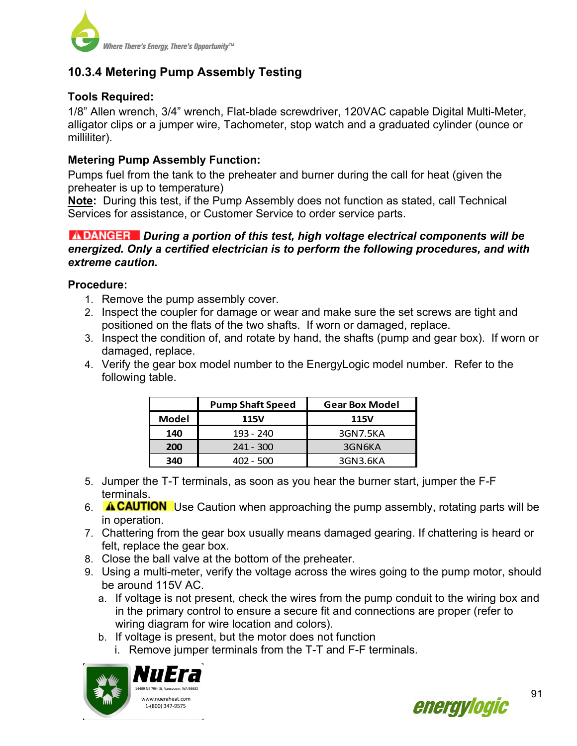### 10.3.4 Metering Pump Assembly Testing

**Tools Required:**
1/8" Allen wrench, 3/4" wrench, Flat-blade screwdriver, 120VAC capable Digital Multi-Meter, alligator clips or a jumper wire, Tachometer, stop watch and a graduated cylinder (ounce or milliliter).

**Metering Pump Assembly Function:**
Pumps fuel from the tank to the preheater and burner during the call for heat (given the preheater is up to temperature)
**Note:** During this test, if the Pump Assembly does not function as stated, call Technical Services for assistance, or Customer Service to order service parts.

**⚠DANGER** ***During a portion of this test, high voltage electrical components will be energized. Only a certified electrician is to perform the following procedures, and with extreme caution.***

**Procedure:**
1. Remove the pump assembly cover.
2. Inspect the coupler for damage or wear and make sure the set screws are tight and positioned on the flats of the two shafts. If worn or damaged, replace.
3. Inspect the condition of, and rotate by hand, the shafts (pump and gear box). If worn or damaged, replace.
4. Verify the gear box model number to the EnergyLogic model number. Refer to the following table.

| | **Pump Shaft Speed** | **Gear Box Model** |
|---|---|---|
| **Model** | **115V** | **115V** |
| **140** | 193 - 240 | 3GN7.5KA |
| **200** | 241 - 300 | 3GN6KA |
| **340** | 402 - 500 | 3GN3.6KA |

5. Jumper the T-T terminals, as soon as you hear the burner start, jumper the F-F terminals.
6. **⚠CAUTION** Use Caution when approaching the pump assembly, rotating parts will be in operation.
7. Chattering from the gear box usually means damaged gearing. If chattering is heard or felt, replace the gear box.
8. Close the ball valve at the bottom of the preheater.
9. Using a multi-meter, verify the voltage across the wires going to the pump motor, should be around 115V AC.
   a. If voltage is not present, check the wires from the pump conduit to the wiring box and in the primary control to ensure a secure fit and connections are proper (refer to wiring diagram for wire location and colors).
   b. If voltage is present, but the motor does not function
      i. Remove jumper terminals from the T-T and F-F terminals.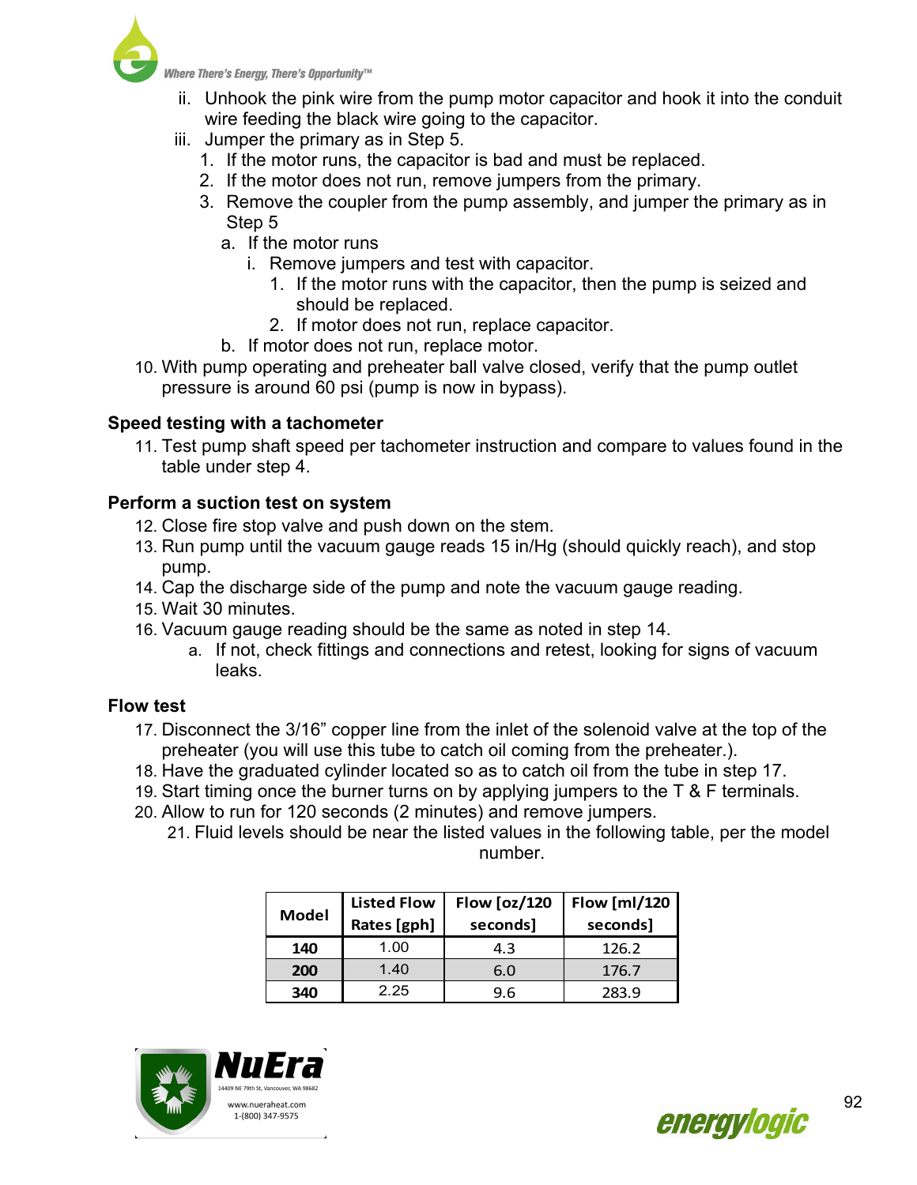ii. Unhook the pink wire from the pump motor capacitor and hook it into the conduit wire feeding the black wire going to the capacitor.
   iii. Jumper the primary as in Step 5.
      1. If the motor runs, the capacitor is bad and must be replaced.
      2. If the motor does not run, remove jumpers from the primary.
      3. Remove the coupler from the pump assembly, and jumper the primary as in Step 5
         a. If the motor runs
            i. Remove jumpers and test with capacitor.
               1. If the motor runs with the capacitor, then the pump is seized and should be replaced.
               2. If motor does not run, replace capacitor.
         b. If motor does not run, replace motor.

10. With pump operating and preheater ball valve closed, verify that the pump outlet pressure is around 60 psi (pump is now in bypass).

**Speed testing with a tachometer**

11. Test pump shaft speed per tachometer instruction and compare to values found in the table under step 4.

**Perform a suction test on system**

12. Close fire stop valve and push down on the stem.
13. Run pump until the vacuum gauge reads 15 in/Hg (should quickly reach), and stop pump.
14. Cap the discharge side of the pump and note the vacuum gauge reading.
15. Wait 30 minutes.
16. Vacuum gauge reading should be the same as noted in step 14.
    a. If not, check fittings and connections and retest, looking for signs of vacuum leaks.

**Flow test**

17. Disconnect the 3/16" copper line from the inlet of the solenoid valve at the top of the preheater (you will use this tube to catch oil coming from the preheater.).
18. Have the graduated cylinder located so as to catch oil from the tube in step 17.
19. Start timing once the burner turns on by applying jumpers to the T & F terminals.
20. Allow to run for 120 seconds (2 minutes) and remove jumpers.
21. Fluid levels should be near the listed values in the following table, per the model number.

| Model | Listed Flow Rates [gph] | Flow [oz/120 seconds] | Flow [ml/120 seconds] |
|---|---|---|---|
| **140** | 1.00 | 4.3 | 126.2 |
| **200** | 1.40 | 6.0 | 176.7 |
| **340** | 2.25 | 9.6 | 283.9 |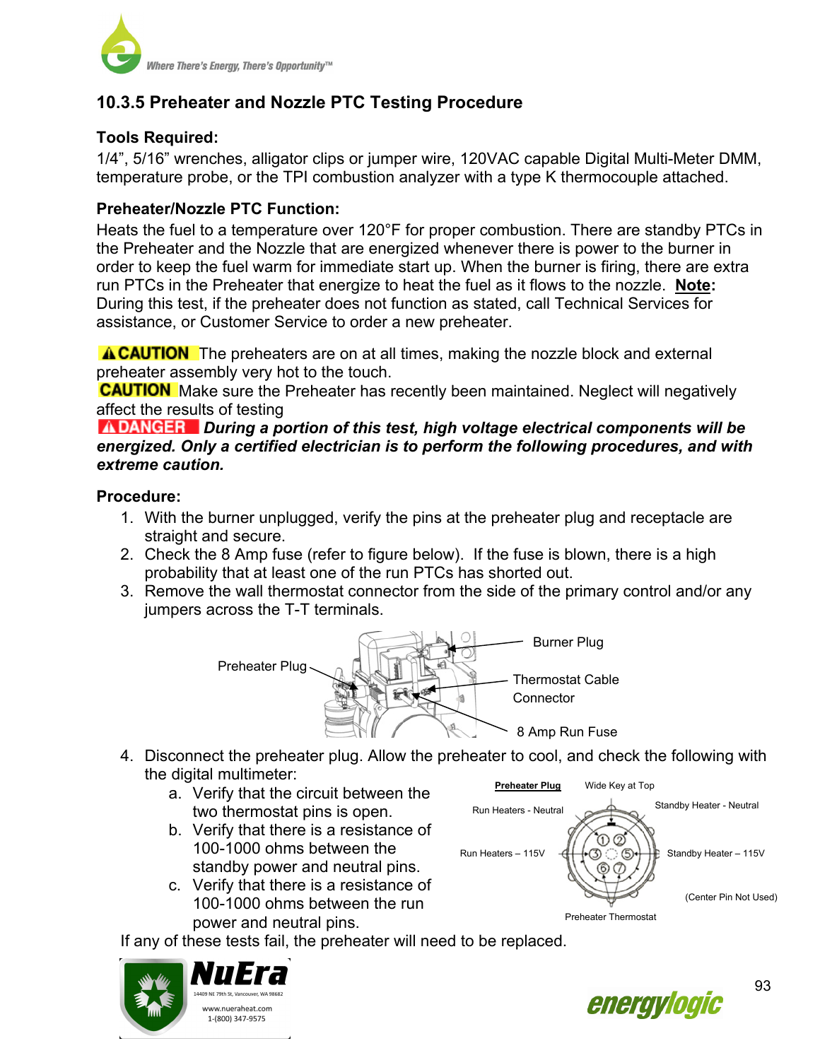## 10.3.5 Preheater and Nozzle PTC Testing Procedure

### Tools Required:

1/4", 5/16" wrenches, alligator clips or jumper wire, 120VAC capable Digital Multi-Meter DMM, temperature probe, or the TPI combustion analyzer with a type K thermocouple attached.

### Preheater/Nozzle PTC Function:

Heats the fuel to a temperature over 120°F for proper combustion. There are standby PTCs in the Preheater and the Nozzle that are energized whenever there is power to the burner in order to keep the fuel warm for immediate start up. When the burner is firing, there are extra run PTCs in the Preheater that energize to heat the fuel as it flows to the nozzle. **Note:** During this test, if the preheater does not function as stated, call Technical Services for assistance, or Customer Service to order a new preheater.

**⚠CAUTION** The preheaters are on at all times, making the nozzle block and external preheater assembly very hot to the touch.

**CAUTION** Make sure the Preheater has recently been maintained. Neglect will negatively affect the results of testing

**⚠DANGER** ***During a portion of this test, high voltage electrical components will be energized. Only a certified electrician is to perform the following procedures, and with extreme caution.***

### Procedure:

1. With the burner unplugged, verify the pins at the preheater plug and receptacle are straight and secure.
2. Check the 8 Amp fuse (refer to figure below). If the fuse is blown, there is a high probability that at least one of the run PTCs has shorted out.
3. Remove the wall thermostat connector from the side of the primary control and/or any jumpers across the T-T terminals.

Preheater Plug — Burner Plug — Thermostat Cable Connector — 8 Amp Run Fuse

4. Disconnect the preheater plug. Allow the preheater to cool, and check the following with the digital multimeter:
   a. Verify that the circuit between the two thermostat pins is open.
   b. Verify that there is a resistance of 100-1000 ohms between the standby power and neutral pins.
   c. Verify that there is a resistance of 100-1000 ohms between the run power and neutral pins.

**Preheater Plug** — Wide Key at Top; Run Heaters - Neutral; Standby Heater - Neutral; Run Heaters – 115V; Standby Heater – 115V; Preheater Thermostat; (Center Pin Not Used)

If any of these tests fail, the preheater will need to be replaced.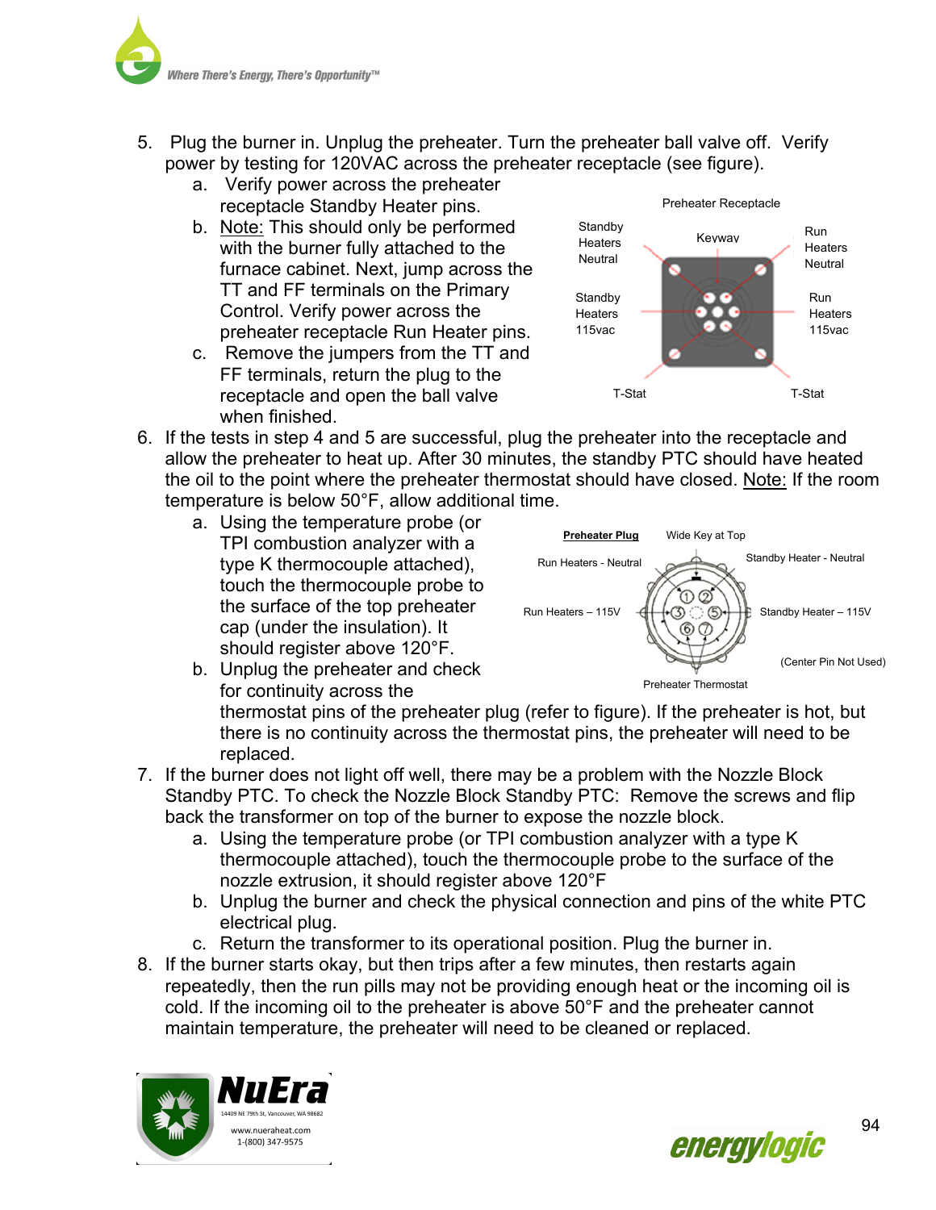5. Plug the burner in. Unplug the preheater. Turn the preheater ball valve off. Verify power by testing for 120VAC across the preheater receptacle (see figure).
   a. Verify power across the preheater receptacle Standby Heater pins.
   b. Note: This should only be performed with the burner fully attached to the furnace cabinet. Next, jump across the TT and FF terminals on the Primary Control. Verify power across the preheater receptacle Run Heater pins.
   c. Remove the jumpers from the TT and FF terminals, return the plug to the receptacle and open the ball valve when finished.

Preheater Receptacle

Standby Heaters Neutral — Keyway — Run Heaters Neutral

Standby Heaters 115vac — Run Heaters 115vac

T-Stat — T-Stat

6. If the tests in step 4 and 5 are successful, plug the preheater into the receptacle and allow the preheater to heat up. After 30 minutes, the standby PTC should have heated the oil to the point where the preheater thermostat should have closed. Note: If the room temperature is below 50°F, allow additional time.
   a. Using the temperature probe (or TPI combustion analyzer with a type K thermocouple attached), touch the thermocouple probe to the surface of the top preheater cap (under the insulation). It should register above 120°F.
   b. Unplug the preheater and check for continuity across the thermostat pins of the preheater plug (refer to figure). If the preheater is hot, but there is no continuity across the thermostat pins, the preheater will need to be replaced.

**Preheater Plug** — Wide Key at Top

Run Heaters - Neutral — Standby Heater - Neutral

Run Heaters – 115V — Standby Heater – 115V

(Center Pin Not Used)

Preheater Thermostat

7. If the burner does not light off well, there may be a problem with the Nozzle Block Standby PTC. To check the Nozzle Block Standby PTC: Remove the screws and flip back the transformer on top of the burner to expose the nozzle block.
   a. Using the temperature probe (or TPI combustion analyzer with a type K thermocouple attached), touch the thermocouple probe to the surface of the nozzle extrusion, it should register above 120°F
   b. Unplug the burner and check the physical connection and pins of the white PTC electrical plug.
   c. Return the transformer to its operational position. Plug the burner in.
8. If the burner starts okay, but then trips after a few minutes, then restarts again repeatedly, then the run pills may not be providing enough heat or the incoming oil is cold. If the incoming oil to the preheater is above 50°F and the preheater cannot maintain temperature, the preheater will need to be cleaned or replaced.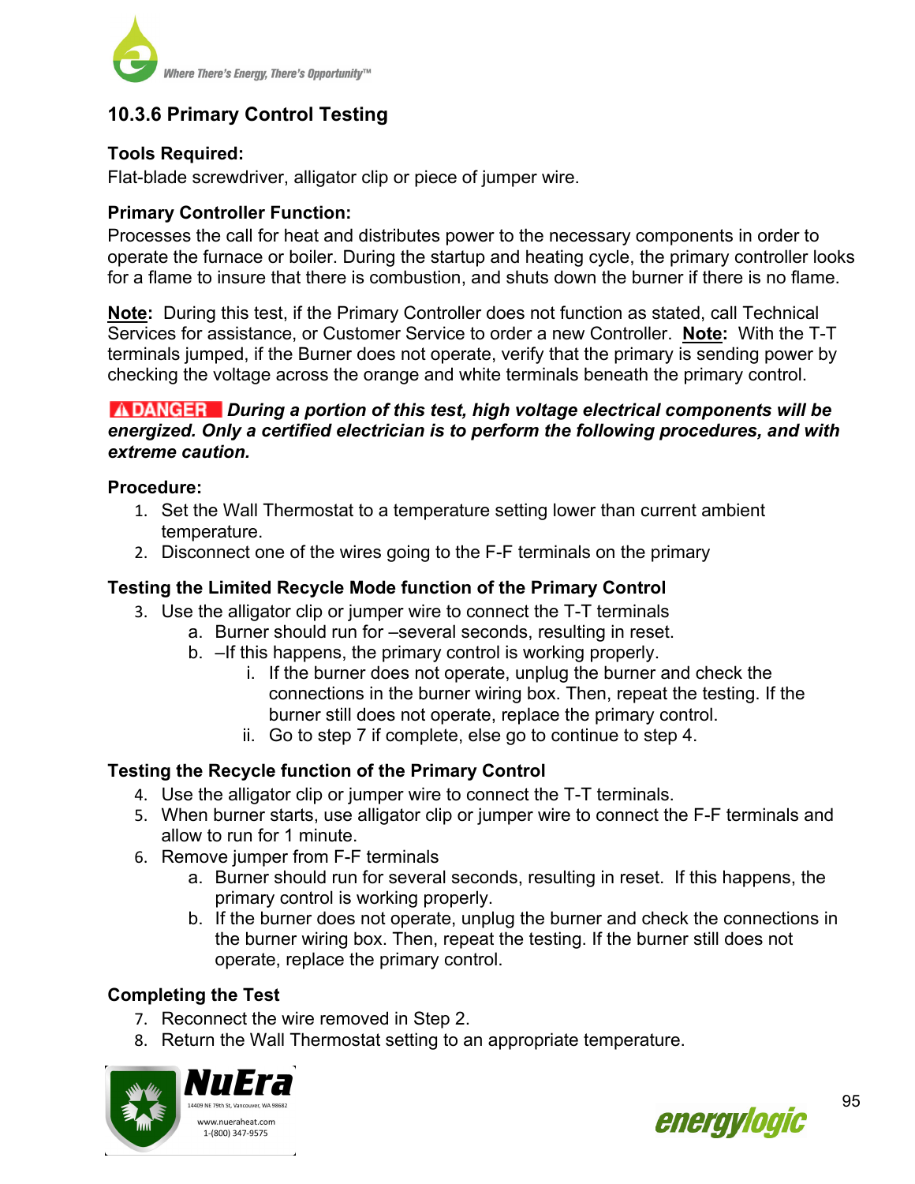### 10.3.6 Primary Control Testing

**Tools Required:**
Flat-blade screwdriver, alligator clip or piece of jumper wire.

**Primary Controller Function:**
Processes the call for heat and distributes power to the necessary components in order to operate the furnace or boiler. During the startup and heating cycle, the primary controller looks for a flame to insure that there is combustion, and shuts down the burner if there is no flame.

**Note:** During this test, if the Primary Controller does not function as stated, call Technical Services for assistance, or Customer Service to order a new Controller. **Note:** With the T-T terminals jumped, if the Burner does not operate, verify that the primary is sending power by checking the voltage across the orange and white terminals beneath the primary control.

**⚠DANGER** ***During a portion of this test, high voltage electrical components will be energized. Only a certified electrician is to perform the following procedures, and with extreme caution.***

**Procedure:**

1. Set the Wall Thermostat to a temperature setting lower than current ambient temperature.
2. Disconnect one of the wires going to the F-F terminals on the primary

**Testing the Limited Recycle Mode function of the Primary Control**

3. Use the alligator clip or jumper wire to connect the T-T terminals
   a. Burner should run for –several seconds, resulting in reset.
   b. –If this happens, the primary control is working properly.
      i. If the burner does not operate, unplug the burner and check the connections in the burner wiring box. Then, repeat the testing. If the burner still does not operate, replace the primary control.
      ii. Go to step 7 if complete, else go to continue to step 4.

**Testing the Recycle function of the Primary Control**

4. Use the alligator clip or jumper wire to connect the T-T terminals.
5. When burner starts, use alligator clip or jumper wire to connect the F-F terminals and allow to run for 1 minute.
6. Remove jumper from F-F terminals
   a. Burner should run for several seconds, resulting in reset. If this happens, the primary control is working properly.
   b. If the burner does not operate, unplug the burner and check the connections in the burner wiring box. Then, repeat the testing. If the burner still does not operate, replace the primary control.

**Completing the Test**

7. Reconnect the wire removed in Step 2.
8. Return the Wall Thermostat setting to an appropriate temperature.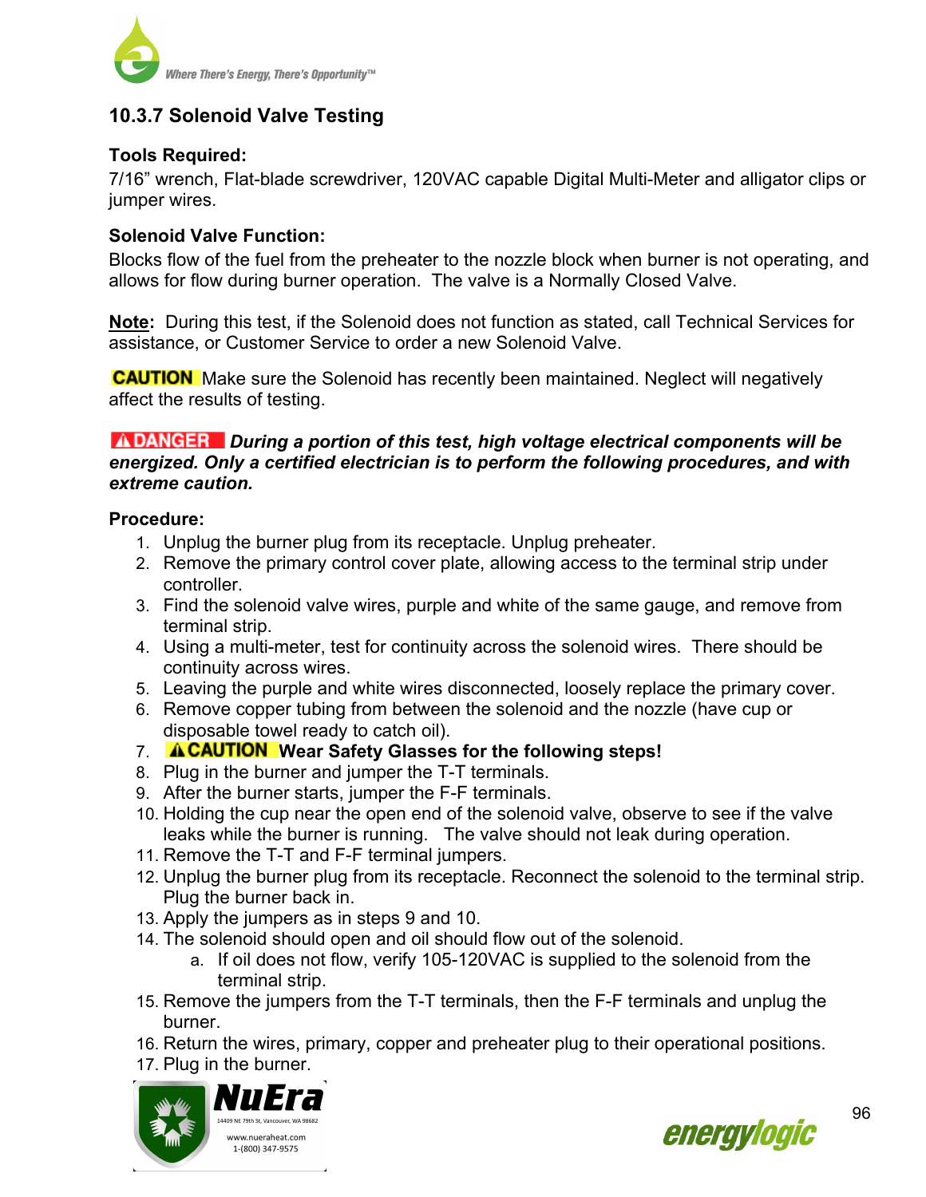### 10.3.7 Solenoid Valve Testing

**Tools Required:**
7/16" wrench, Flat-blade screwdriver, 120VAC capable Digital Multi-Meter and alligator clips or jumper wires.

**Solenoid Valve Function:**
Blocks flow of the fuel from the preheater to the nozzle block when burner is not operating, and allows for flow during burner operation. The valve is a Normally Closed Valve.

**Note:** During this test, if the Solenoid does not function as stated, call Technical Services for assistance, or Customer Service to order a new Solenoid Valve.

**CAUTION** Make sure the Solenoid has recently been maintained. Neglect will negatively affect the results of testing.

**⚠DANGER** ***During a portion of this test, high voltage electrical components will be energized. Only a certified electrician is to perform the following procedures, and with extreme caution.***

**Procedure:**

1. Unplug the burner plug from its receptacle. Unplug preheater.
2. Remove the primary control cover plate, allowing access to the terminal strip under controller.
3. Find the solenoid valve wires, purple and white of the same gauge, and remove from terminal strip.
4. Using a multi-meter, test for continuity across the solenoid wires. There should be continuity across wires.
5. Leaving the purple and white wires disconnected, loosely replace the primary cover.
6. Remove copper tubing from between the solenoid and the nozzle (have cup or disposable towel ready to catch oil).
7. **⚠CAUTION Wear Safety Glasses for the following steps!**
8. Plug in the burner and jumper the T-T terminals.
9. After the burner starts, jumper the F-F terminals.
10. Holding the cup near the open end of the solenoid valve, observe to see if the valve leaks while the burner is running. The valve should not leak during operation.
11. Remove the T-T and F-F terminal jumpers.
12. Unplug the burner plug from its receptacle. Reconnect the solenoid to the terminal strip. Plug the burner back in.
13. Apply the jumpers as in steps 9 and 10.
14. The solenoid should open and oil should flow out of the solenoid.
    a. If oil does not flow, verify 105-120VAC is supplied to the solenoid from the terminal strip.
15. Remove the jumpers from the T-T terminals, then the F-F terminals and unplug the burner.
16. Return the wires, primary, copper and preheater plug to their operational positions.
17. Plug in the burner.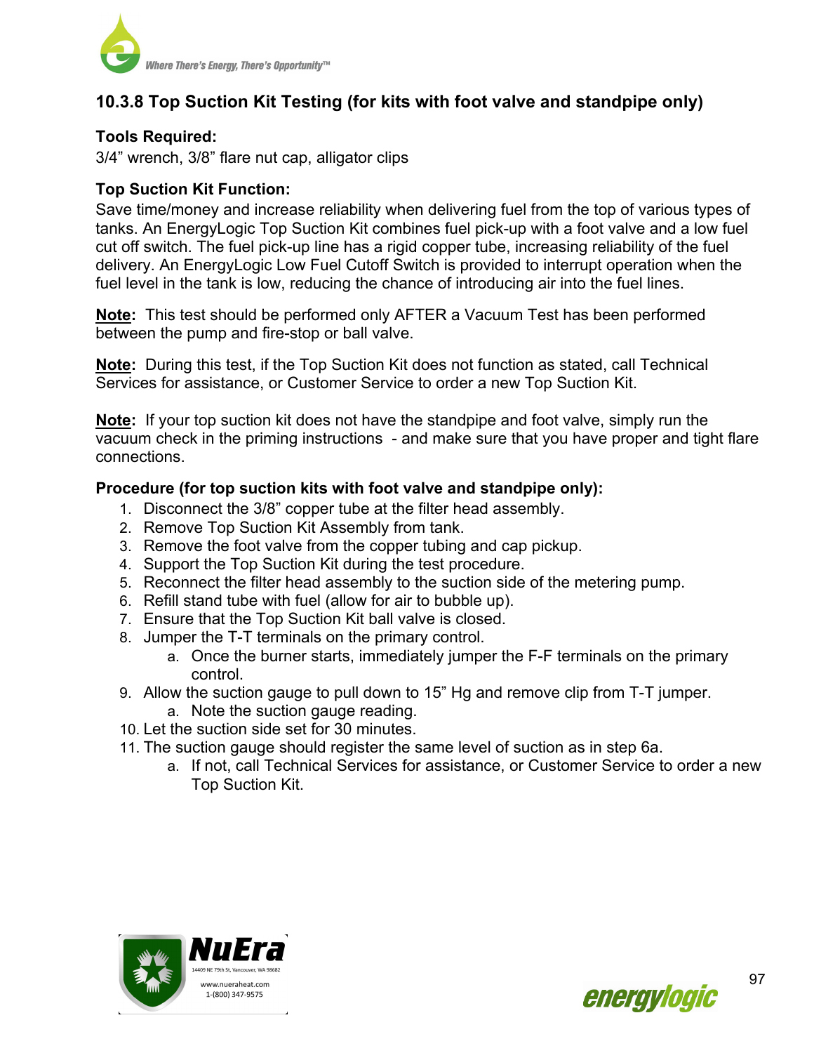## 10.3.8 Top Suction Kit Testing (for kits with foot valve and standpipe only)

**Tools Required:**
3/4” wrench, 3/8” flare nut cap, alligator clips

**Top Suction Kit Function:**
Save time/money and increase reliability when delivering fuel from the top of various types of tanks. An EnergyLogic Top Suction Kit combines fuel pick-up with a foot valve and a low fuel cut off switch. The fuel pick-up line has a rigid copper tube, increasing reliability of the fuel delivery. An EnergyLogic Low Fuel Cutoff Switch is provided to interrupt operation when the fuel level in the tank is low, reducing the chance of introducing air into the fuel lines.

**Note:** This test should be performed only AFTER a Vacuum Test has been performed between the pump and fire-stop or ball valve.

**Note:** During this test, if the Top Suction Kit does not function as stated, call Technical Services for assistance, or Customer Service to order a new Top Suction Kit.

**Note:** If your top suction kit does not have the standpipe and foot valve, simply run the vacuum check in the priming instructions - and make sure that you have proper and tight flare connections.

**Procedure (for top suction kits with foot valve and standpipe only):**

1. Disconnect the 3/8” copper tube at the filter head assembly.
2. Remove Top Suction Kit Assembly from tank.
3. Remove the foot valve from the copper tubing and cap pickup.
4. Support the Top Suction Kit during the test procedure.
5. Reconnect the filter head assembly to the suction side of the metering pump.
6. Refill stand tube with fuel (allow for air to bubble up).
7. Ensure that the Top Suction Kit ball valve is closed.
8. Jumper the T-T terminals on the primary control.
   a. Once the burner starts, immediately jumper the F-F terminals on the primary control.
9. Allow the suction gauge to pull down to 15” Hg and remove clip from T-T jumper.
   a. Note the suction gauge reading.
10. Let the suction side set for 30 minutes.
11. The suction gauge should register the same level of suction as in step 6a.
    a. If not, call Technical Services for assistance, or Customer Service to order a new Top Suction Kit.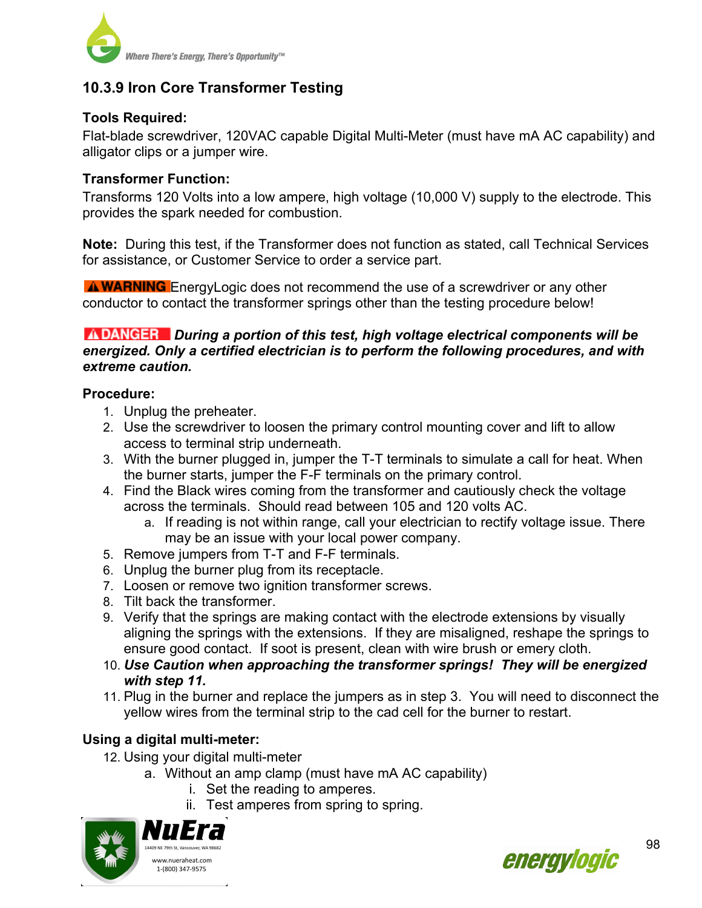### 10.3.9 Iron Core Transformer Testing

**Tools Required:**
Flat-blade screwdriver, 120VAC capable Digital Multi-Meter (must have mA AC capability) and alligator clips or a jumper wire.

**Transformer Function:**
Transforms 120 Volts into a low ampere, high voltage (10,000 V) supply to the electrode. This provides the spark needed for combustion.

**Note:** During this test, if the Transformer does not function as stated, call Technical Services for assistance, or Customer Service to order a service part.

**⚠WARNING** EnergyLogic does not recommend the use of a screwdriver or any other conductor to contact the transformer springs other than the testing procedure below!

**⚠DANGER** ***During a portion of this test, high voltage electrical components will be energized. Only a certified electrician is to perform the following procedures, and with extreme caution.***

**Procedure:**

1. Unplug the preheater.
2. Use the screwdriver to loosen the primary control mounting cover and lift to allow access to terminal strip underneath.
3. With the burner plugged in, jumper the T-T terminals to simulate a call for heat. When the burner starts, jumper the F-F terminals on the primary control.
4. Find the Black wires coming from the transformer and cautiously check the voltage across the terminals. Should read between 105 and 120 volts AC.
   a. If reading is not within range, call your electrician to rectify voltage issue. There may be an issue with your local power company.
5. Remove jumpers from T-T and F-F terminals.
6. Unplug the burner plug from its receptacle.
7. Loosen or remove two ignition transformer screws.
8. Tilt back the transformer.
9. Verify that the springs are making contact with the electrode extensions by visually aligning the springs with the extensions. If they are misaligned, reshape the springs to ensure good contact. If soot is present, clean with wire brush or emery cloth.
10. ***Use Caution when approaching the transformer springs! They will be energized with step 11.***
11. Plug in the burner and replace the jumpers as in step 3. You will need to disconnect the yellow wires from the terminal strip to the cad cell for the burner to restart.

**Using a digital multi-meter:**

12. Using your digital multi-meter
    a. Without an amp clamp (must have mA AC capability)
       i. Set the reading to amperes.
       ii. Test amperes from spring to spring.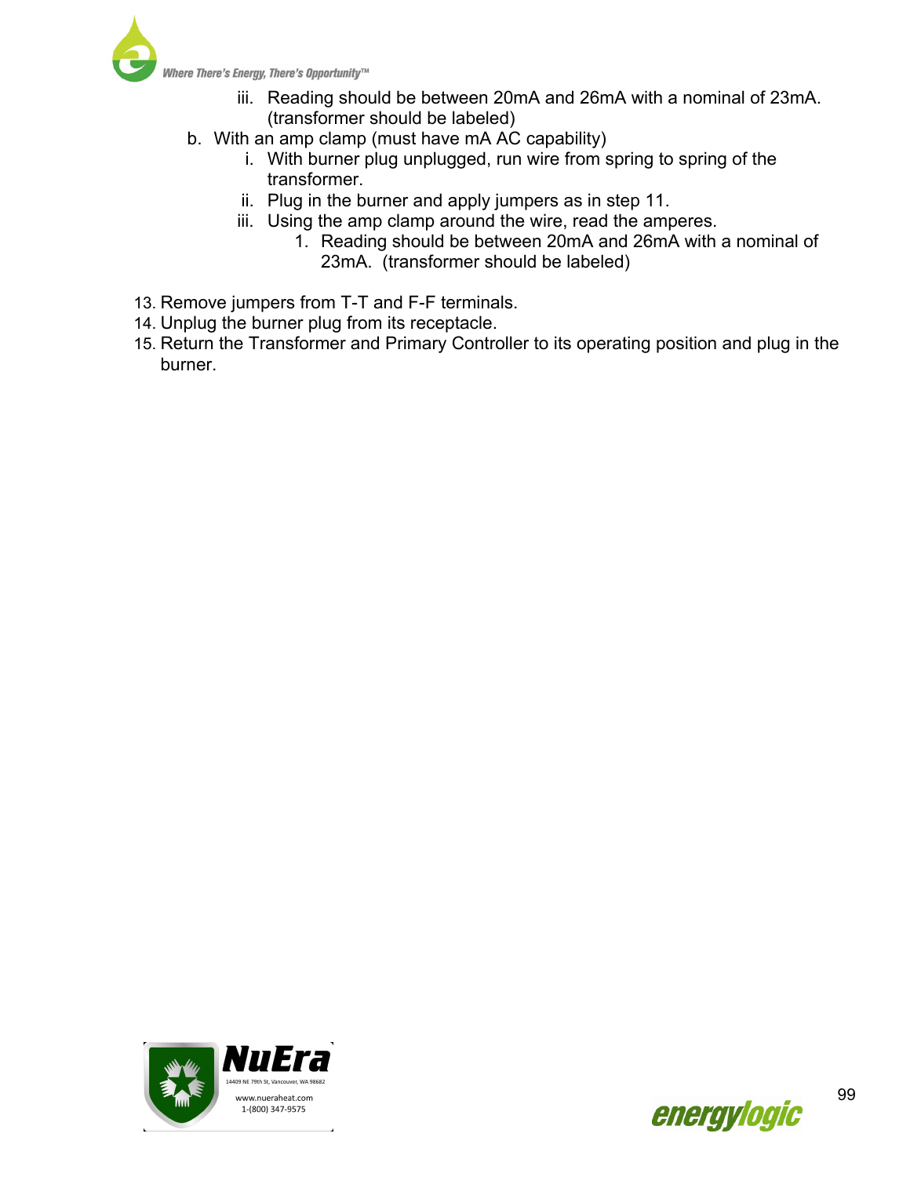iii. Reading should be between 20mA and 26mA with a nominal of 23mA. (transformer should be labeled)

b. With an amp clamp (must have mA AC capability)

   i. With burner plug unplugged, run wire from spring to spring of the transformer.

   ii. Plug in the burner and apply jumpers as in step 11.

   iii. Using the amp clamp around the wire, read the amperes.

      1. Reading should be between 20mA and 26mA with a nominal of 23mA. (transformer should be labeled)

13. Remove jumpers from T-T and F-F terminals.
14. Unplug the burner plug from its receptacle.
15. Return the Transformer and Primary Controller to its operating position and plug in the burner.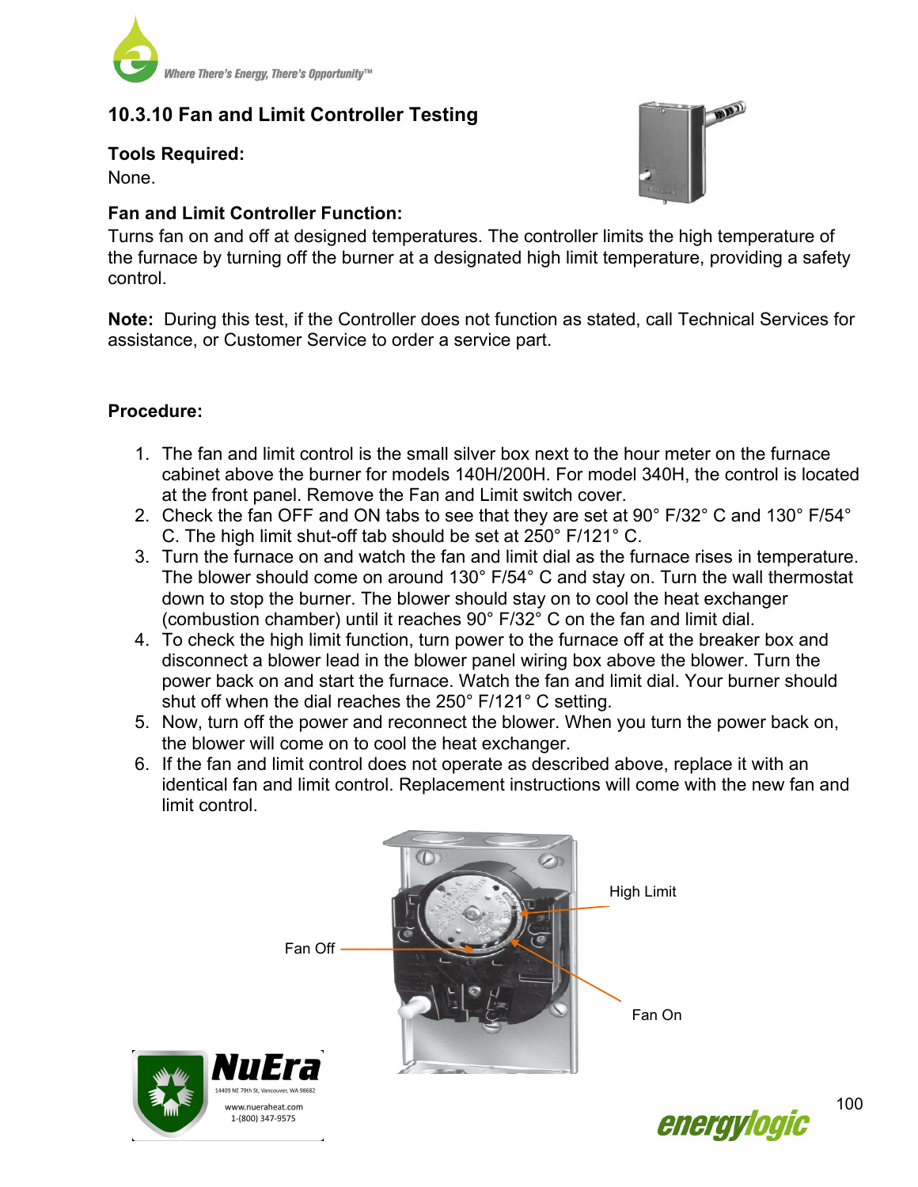## 10.3.10 Fan and Limit Controller Testing

**Tools Required:**
None.

**Fan and Limit Controller Function:**
Turns fan on and off at designed temperatures. The controller limits the high temperature of the furnace by turning off the burner at a designated high limit temperature, providing a safety control.

**Note:** During this test, if the Controller does not function as stated, call Technical Services for assistance, or Customer Service to order a service part.

**Procedure:**

1. The fan and limit control is the small silver box next to the hour meter on the furnace cabinet above the burner for models 140H/200H. For model 340H, the control is located at the front panel. Remove the Fan and Limit switch cover.
2. Check the fan OFF and ON tabs to see that they are set at 90° F/32° C and 130° F/54° C. The high limit shut-off tab should be set at 250° F/121° C.
3. Turn the furnace on and watch the fan and limit dial as the furnace rises in temperature. The blower should come on around 130° F/54° C and stay on. Turn the wall thermostat down to stop the burner. The blower should stay on to cool the heat exchanger (combustion chamber) until it reaches 90° F/32° C on the fan and limit dial.
4. To check the high limit function, turn power to the furnace off at the breaker box and disconnect a blower lead in the blower panel wiring box above the blower. Turn the power back on and start the furnace. Watch the fan and limit dial. Your burner should shut off when the dial reaches the 250° F/121° C setting.
5. Now, turn off the power and reconnect the blower. When you turn the power back on, the blower will come on to cool the heat exchanger.
6. If the fan and limit control does not operate as described above, replace it with an identical fan and limit control. Replacement instructions will come with the new fan and limit control.

High Limit

Fan Off

Fan On